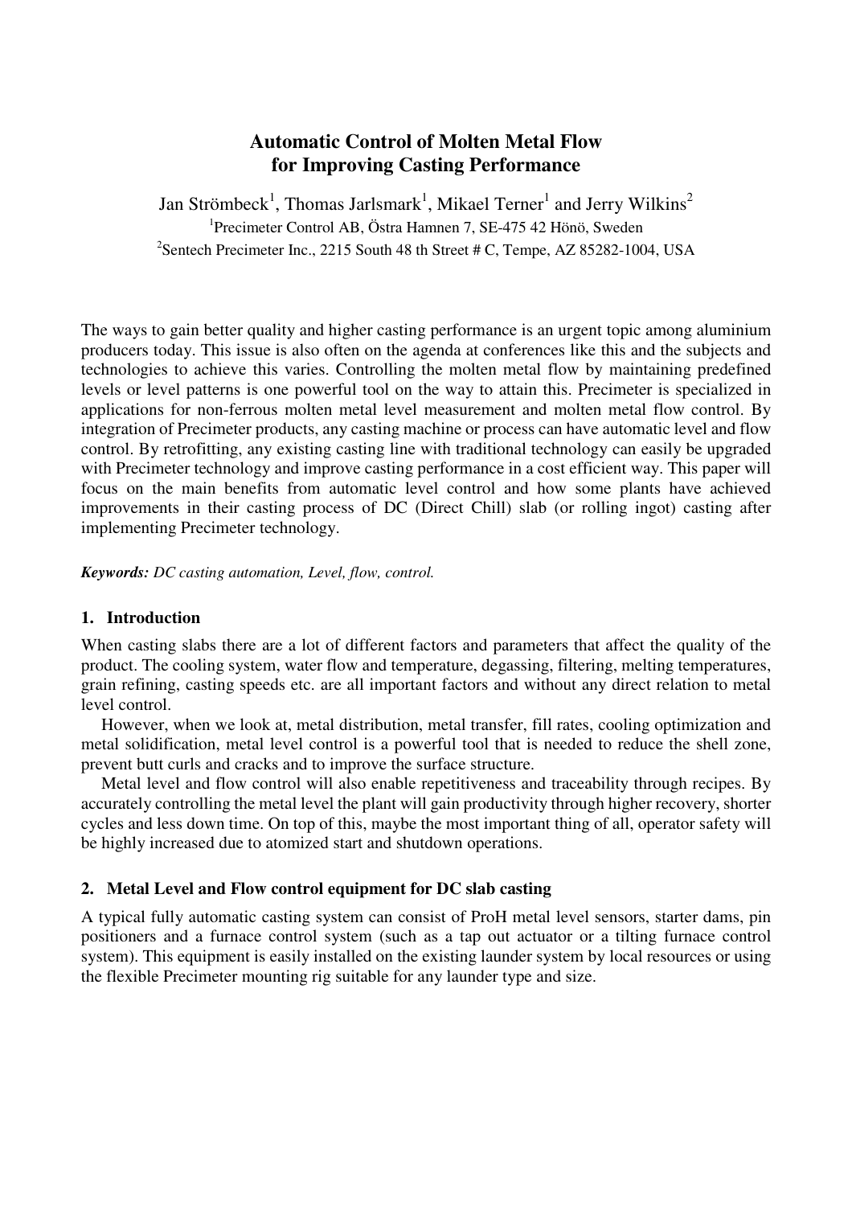# Automatic Control of Molten Metal Flow for Improving Casting Performance

Jan Strömbeck[1], Thomas Jarlsmark[1], Mikael Terner[1] and Jerry Wilkins[2]

[1]Precimeter Control AB, Östra Hamnen 7, SE-475 42 Hönö, Sweden

[2]Sentech Precimeter Inc., 2215 South 48 th Street # C, Tempe, AZ 85282-1004, USA

The ways to gain better quality and higher casting performance is an urgent topic among aluminium producers today. This issue is also often on the agenda at conferences like this and the subjects and technologies to achieve this varies. Controlling the molten metal flow by maintaining predefined levels or level patterns is one powerful tool on the way to attain this. Precimeter is specialized in applications for non-ferrous molten metal level measurement and molten metal flow control. By integration of Precimeter products, any casting machine or process can have automatic level and flow control. By retrofitting, any existing casting line with traditional technology can easily be upgraded with Precimeter technology and improve casting performance in a cost efficient way. This paper will focus on the main benefits from automatic level control and how some plants have achieved improvements in their casting process of DC (Direct Chill) slab (or rolling ingot) casting after implementing Precimeter technology.

***Keywords:*** *DC casting automation, Level, flow, control.*

## 1. Introduction

When casting slabs there are a lot of different factors and parameters that affect the quality of the product. The cooling system, water flow and temperature, degassing, filtering, melting temperatures, grain refining, casting speeds etc. are all important factors and without any direct relation to metal level control.

However, when we look at, metal distribution, metal transfer, fill rates, cooling optimization and metal solidification, metal level control is a powerful tool that is needed to reduce the shell zone, prevent butt curls and cracks and to improve the surface structure.

Metal level and flow control will also enable repetitiveness and traceability through recipes. By accurately controlling the metal level the plant will gain productivity through higher recovery, shorter cycles and less down time. On top of this, maybe the most important thing of all, operator safety will be highly increased due to atomized start and shutdown operations.

## 2. Metal Level and Flow control equipment for DC slab casting

A typical fully automatic casting system can consist of ProH metal level sensors, starter dams, pin positioners and a furnace control system (such as a tap out actuator or a tilting furnace control system). This equipment is easily installed on the existing launder system by local resources or using the flexible Precimeter mounting rig suitable for any launder type and size.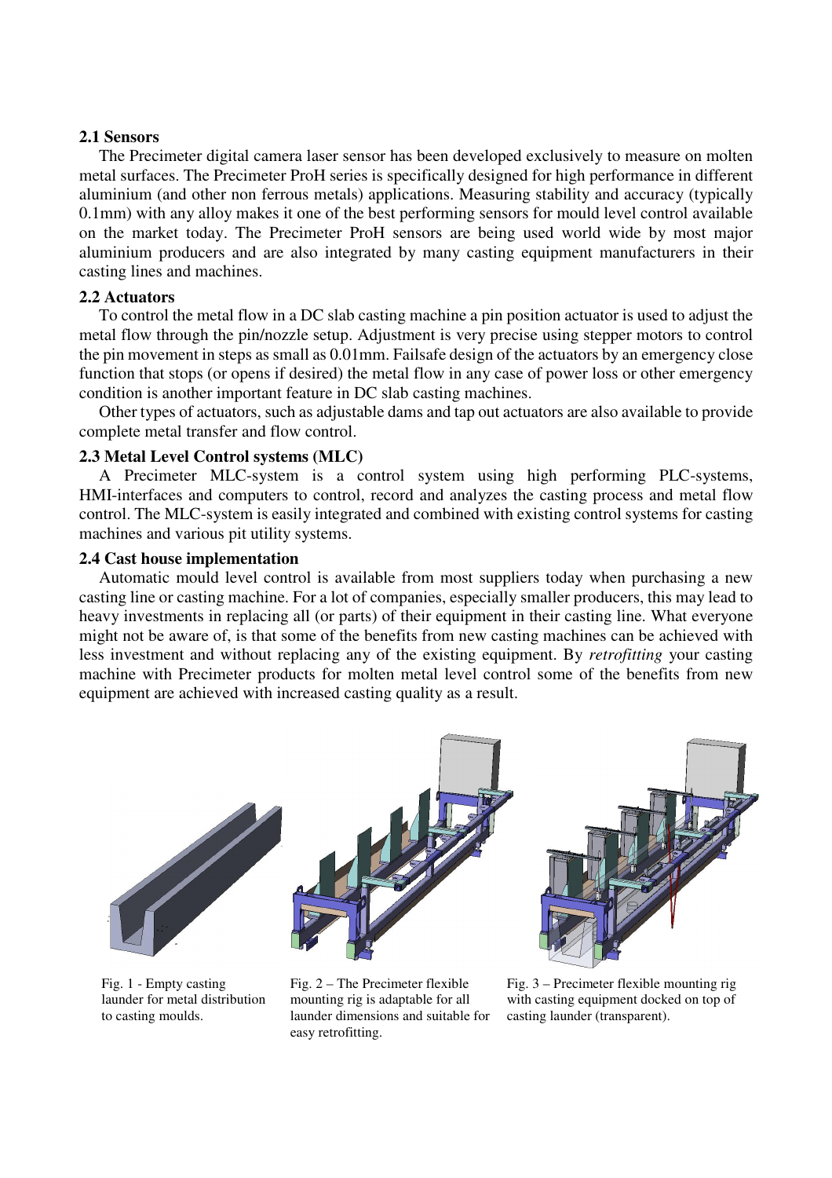### 2.1 Sensors

The Precimeter digital camera laser sensor has been developed exclusively to measure on molten metal surfaces. The Precimeter ProH series is specifically designed for high performance in different aluminium (and other non ferrous metals) applications. Measuring stability and accuracy (typically 0.1mm) with any alloy makes it one of the best performing sensors for mould level control available on the market today. The Precimeter ProH sensors are being used world wide by most major aluminium producers and are also integrated by many casting equipment manufacturers in their casting lines and machines.

### 2.2 Actuators

To control the metal flow in a DC slab casting machine a pin position actuator is used to adjust the metal flow through the pin/nozzle setup. Adjustment is very precise using stepper motors to control the pin movement in steps as small as 0.01mm. Failsafe design of the actuators by an emergency close function that stops (or opens if desired) the metal flow in any case of power loss or other emergency condition is another important feature in DC slab casting machines.

Other types of actuators, such as adjustable dams and tap out actuators are also available to provide complete metal transfer and flow control.

### 2.3 Metal Level Control systems (MLC)

A Precimeter MLC-system is a control system using high performing PLC-systems, HMI-interfaces and computers to control, record and analyzes the casting process and metal flow control. The MLC-system is easily integrated and combined with existing control systems for casting machines and various pit utility systems.

### 2.4 Cast house implementation

Automatic mould level control is available from most suppliers today when purchasing a new casting line or casting machine. For a lot of companies, especially smaller producers, this may lead to heavy investments in replacing all (or parts) of their equipment in their casting line. What everyone might not be aware of, is that some of the benefits from new casting machines can be achieved with less investment and without replacing any of the existing equipment. By *retrofitting* your casting machine with Precimeter products for molten metal level control some of the benefits from new equipment are achieved with increased casting quality as a result.

Fig. 1 - Empty casting launder for metal distribution to casting moulds.

Fig. 2 – The Precimeter flexible mounting rig is adaptable for all launder dimensions and suitable for easy retrofitting.

Fig. 3 – Precimeter flexible mounting rig with casting equipment docked on top of casting launder (transparent).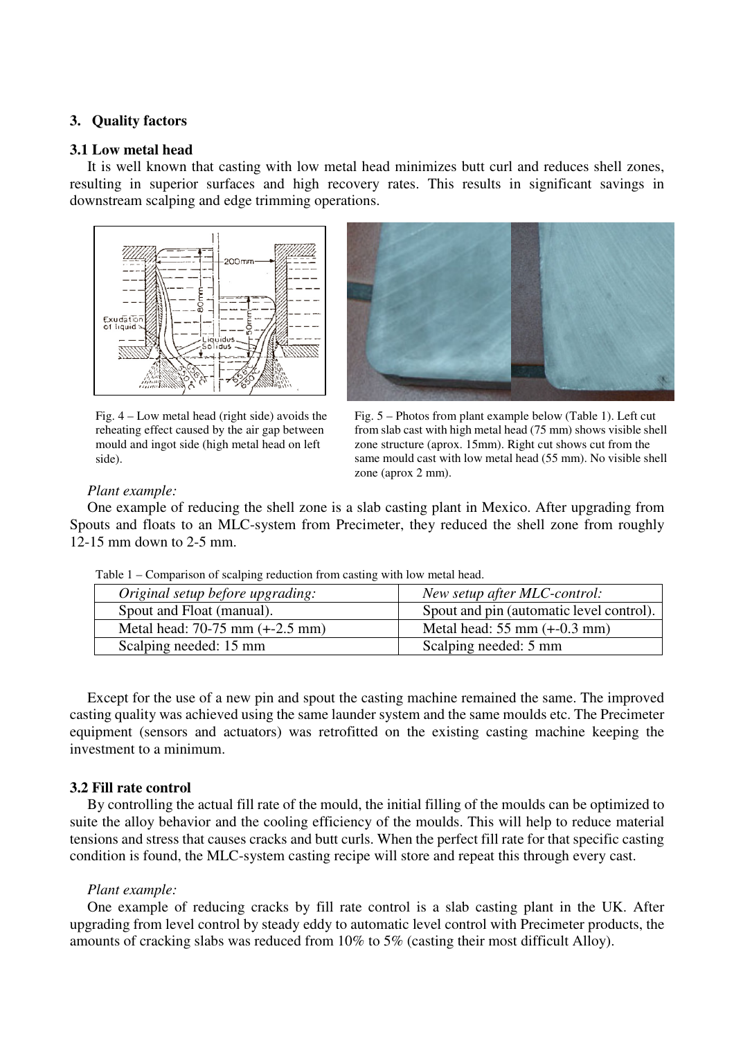## 3. Quality factors

### 3.1 Low metal head

It is well known that casting with low metal head minimizes butt curl and reduces shell zones, resulting in superior surfaces and high recovery rates. This results in significant savings in downstream scalping and edge trimming operations.

Fig. 4 – Low metal head (right side) avoids the reheating effect caused by the air gap between mould and ingot side (high metal head on left side).

Fig. 5 – Photos from plant example below (Table 1). Left cut from slab cast with high metal head (75 mm) shows visible shell zone structure (aprox. 15mm). Right cut shows cut from the same mould cast with low metal head (55 mm). No visible shell zone (aprox 2 mm).

*Plant example:*

One example of reducing the shell zone is a slab casting plant in Mexico. After upgrading from Spouts and floats to an MLC-system from Precimeter, they reduced the shell zone from roughly 12-15 mm down to 2-5 mm.

Table 1 – Comparison of scalping reduction from casting with low metal head.

| *Original setup before upgrading:* | *New setup after MLC-control:* |
|---|---|
| Spout and Float (manual). | Spout and pin (automatic level control). |
| Metal head: 70-75 mm (+-2.5 mm) | Metal head: 55 mm (+-0.3 mm) |
| Scalping needed: 15 mm | Scalping needed: 5 mm |

Except for the use of a new pin and spout the casting machine remained the same. The improved casting quality was achieved using the same launder system and the same moulds etc. The Precimeter equipment (sensors and actuators) was retrofitted on the existing casting machine keeping the investment to a minimum.

### 3.2 Fill rate control

By controlling the actual fill rate of the mould, the initial filling of the moulds can be optimized to suite the alloy behavior and the cooling efficiency of the moulds. This will help to reduce material tensions and stress that causes cracks and butt curls. When the perfect fill rate for that specific casting condition is found, the MLC-system casting recipe will store and repeat this through every cast.

*Plant example:*

One example of reducing cracks by fill rate control is a slab casting plant in the UK. After upgrading from level control by steady eddy to automatic level control with Precimeter products, the amounts of cracking slabs was reduced from 10% to 5% (casting their most difficult Alloy).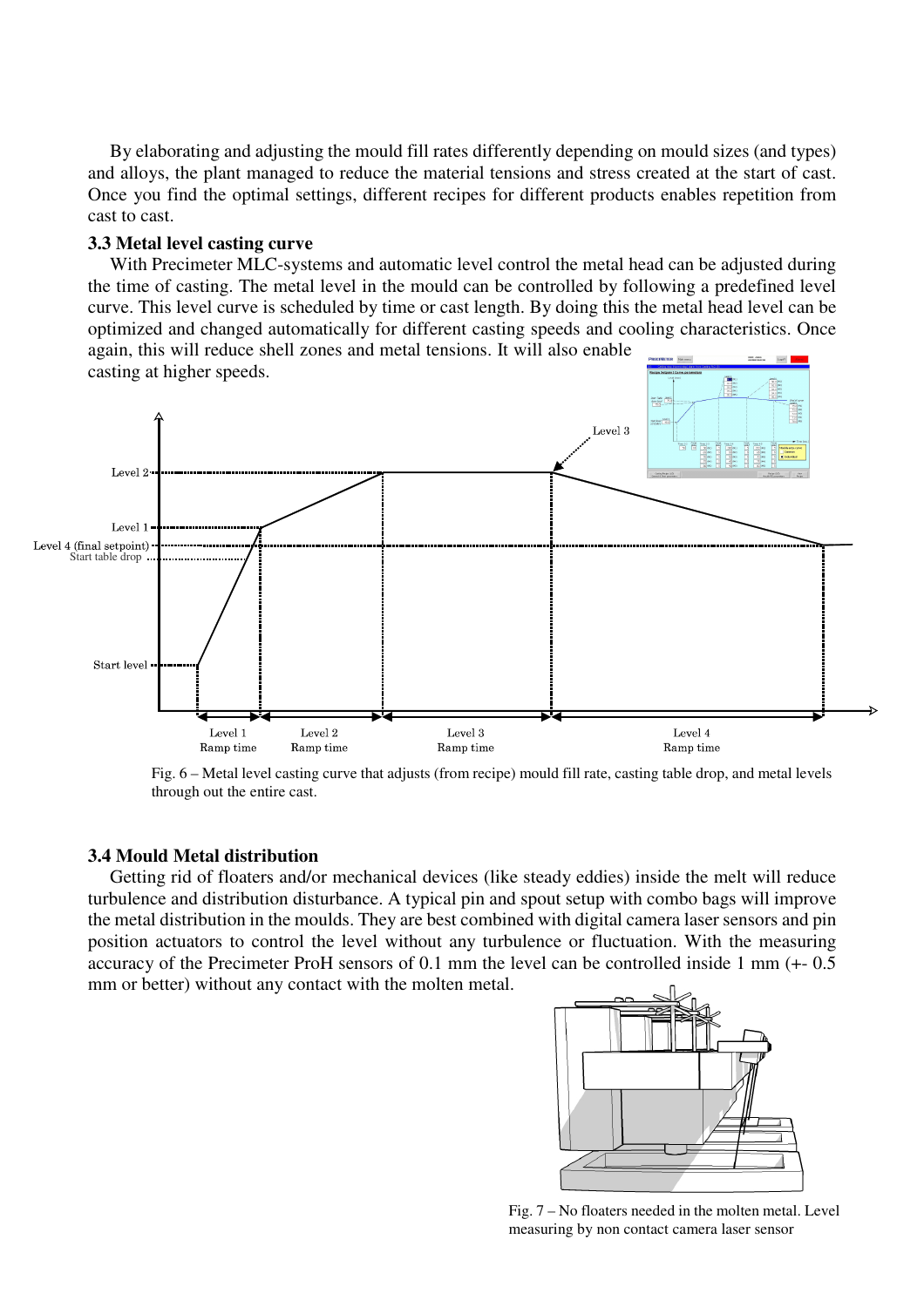By elaborating and adjusting the mould fill rates differently depending on mould sizes (and types) and alloys, the plant managed to reduce the material tensions and stress created at the start of cast. Once you find the optimal settings, different recipes for different products enables repetition from cast to cast.

### 3.3 Metal level casting curve

With Precimeter MLC-systems and automatic level control the metal head can be adjusted during the time of casting. The metal level in the mould can be controlled by following a predefined level curve. This level curve is scheduled by time or cast length. By doing this the metal head level can be optimized and changed automatically for different casting speeds and cooling characteristics. Once again, this will reduce shell zones and metal tensions. It will also enable casting at higher speeds.

Fig. 6 – Metal level casting curve that adjusts (from recipe) mould fill rate, casting table drop, and metal levels through out the entire cast.

### 3.4 Mould Metal distribution

Getting rid of floaters and/or mechanical devices (like steady eddies) inside the melt will reduce turbulence and distribution disturbance. A typical pin and spout setup with combo bags will improve the metal distribution in the moulds. They are best combined with digital camera laser sensors and pin position actuators to control the level without any turbulence or fluctuation. With the measuring accuracy of the Precimeter ProH sensors of 0.1 mm the level can be controlled inside 1 mm (+- 0.5 mm or better) without any contact with the molten metal.

Fig. 7 – No floaters needed in the molten metal. Level measuring by non contact camera laser sensor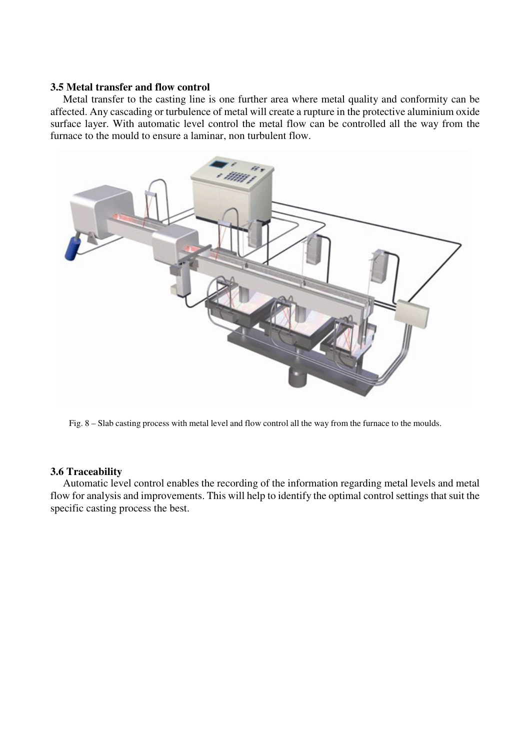### 3.5 Metal transfer and flow control

Metal transfer to the casting line is one further area where metal quality and conformity can be affected. Any cascading or turbulence of metal will create a rupture in the protective aluminium oxide surface layer. With automatic level control the metal flow can be controlled all the way from the furnace to the mould to ensure a laminar, non turbulent flow.

Fig. 8 – Slab casting process with metal level and flow control all the way from the furnace to the moulds.

### 3.6 Traceability

Automatic level control enables the recording of the information regarding metal levels and metal flow for analysis and improvements. This will help to identify the optimal control settings that suit the specific casting process the best.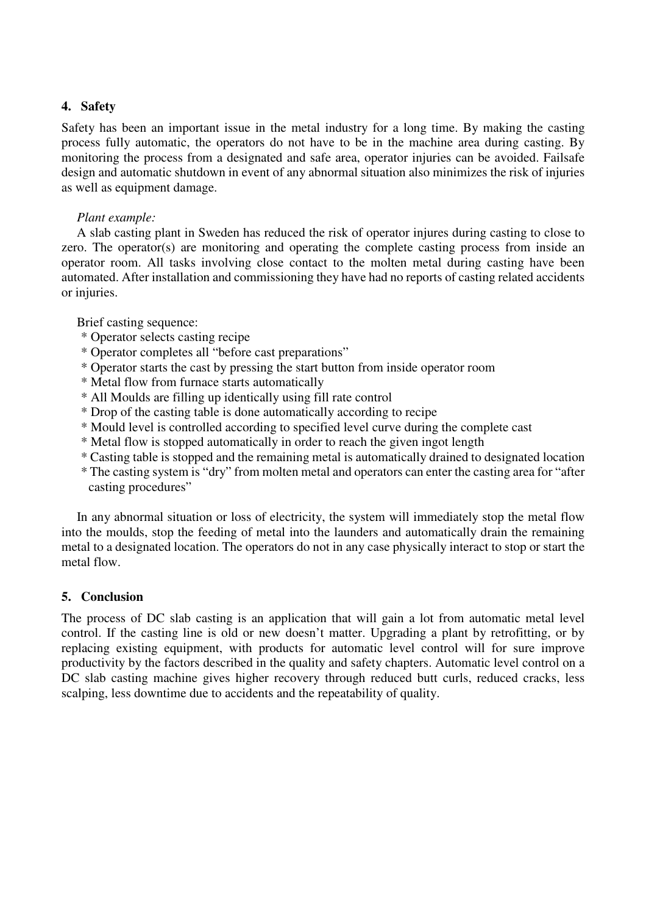## 4. Safety

Safety has been an important issue in the metal industry for a long time. By making the casting process fully automatic, the operators do not have to be in the machine area during casting. By monitoring the process from a designated and safe area, operator injuries can be avoided. Failsafe design and automatic shutdown in event of any abnormal situation also minimizes the risk of injuries as well as equipment damage.

*Plant example:*

A slab casting plant in Sweden has reduced the risk of operator injures during casting to close to zero. The operator(s) are monitoring and operating the complete casting process from inside an operator room. All tasks involving close contact to the molten metal during casting have been automated. After installation and commissioning they have had no reports of casting related accidents or injuries.

Brief casting sequence:

* Operator selects casting recipe
* Operator completes all "before cast preparations"
* Operator starts the cast by pressing the start button from inside operator room
* Metal flow from furnace starts automatically
* All Moulds are filling up identically using fill rate control
* Drop of the casting table is done automatically according to recipe
* Mould level is controlled according to specified level curve during the complete cast
* Metal flow is stopped automatically in order to reach the given ingot length
* Casting table is stopped and the remaining metal is automatically drained to designated location
* The casting system is "dry" from molten metal and operators can enter the casting area for "after casting procedures"

In any abnormal situation or loss of electricity, the system will immediately stop the metal flow into the moulds, stop the feeding of metal into the launders and automatically drain the remaining metal to a designated location. The operators do not in any case physically interact to stop or start the metal flow.

## 5. Conclusion

The process of DC slab casting is an application that will gain a lot from automatic metal level control. If the casting line is old or new doesn't matter. Upgrading a plant by retrofitting, or by replacing existing equipment, with products for automatic level control will for sure improve productivity by the factors described in the quality and safety chapters. Automatic level control on a DC slab casting machine gives higher recovery through reduced butt curls, reduced cracks, less scalping, less downtime due to accidents and the repeatability of quality.